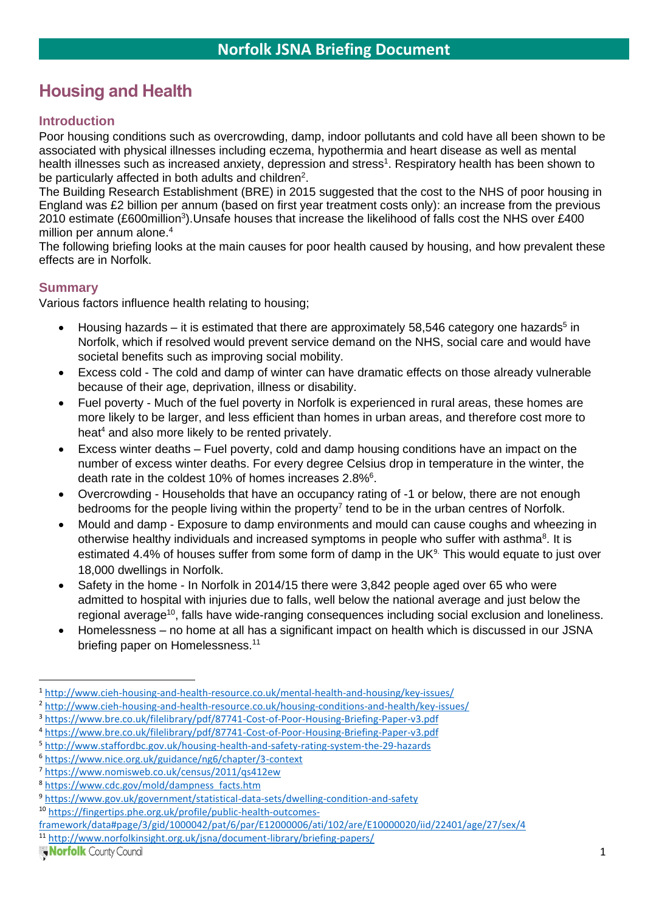# Norfolk JSNA Briefing Document

## Housing and Health

### Introduction

Poor housing conditions such as overcrowding, damp, indoor pollutants and cold have all been shown to be associated with physical illnesses including eczema, hypothermia and heart disease as well as mental health illnesses such as increased anxiety, depression and stress[1]. Respiratory health has been shown to be particularly affected in both adults and children[2].

The Building Research Establishment (BRE) in 2015 suggested that the cost to the NHS of poor housing in England was £2 billion per annum (based on first year treatment costs only): an increase from the previous 2010 estimate (£600million[3]).Unsafe houses that increase the likelihood of falls cost the NHS over £400 million per annum alone.[4]

The following briefing looks at the main causes for poor health caused by housing, and how prevalent these effects are in Norfolk.

### Summary

Various factors influence health relating to housing;

- Housing hazards – it is estimated that there are approximately 58,546 category one hazards[5] in Norfolk, which if resolved would prevent service demand on the NHS, social care and would have societal benefits such as improving social mobility.
- Excess cold - The cold and damp of winter can have dramatic effects on those already vulnerable because of their age, deprivation, illness or disability.
- Fuel poverty - Much of the fuel poverty in Norfolk is experienced in rural areas, these homes are more likely to be larger, and less efficient than homes in urban areas, and therefore cost more to heat[4] and also more likely to be rented privately.
- Excess winter deaths – Fuel poverty, cold and damp housing conditions have an impact on the number of excess winter deaths. For every degree Celsius drop in temperature in the winter, the death rate in the coldest 10% of homes increases 2.8%[6].
- Overcrowding - Households that have an occupancy rating of -1 or below, there are not enough bedrooms for the people living within the property[7] tend to be in the urban centres of Norfolk.
- Mould and damp - Exposure to damp environments and mould can cause coughs and wheezing in otherwise healthy individuals and increased symptoms in people who suffer with asthma[8]. It is estimated 4.4% of houses suffer from some form of damp in the UK[9]. This would equate to just over 18,000 dwellings in Norfolk.
- Safety in the home - In Norfolk in 2014/15 there were 3,842 people aged over 65 who were admitted to hospital with injuries due to falls, well below the national average and just below the regional average[10], falls have wide-ranging consequences including social exclusion and loneliness.
- Homelessness – no home at all has a significant impact on health which is discussed in our JSNA briefing paper on Homelessness.[11]

---

[1] http://www.cieh-housing-and-health-resource.co.uk/mental-health-and-housing/key-issues/
[2] http://www.cieh-housing-and-health-resource.co.uk/housing-conditions-and-health/key-issues/
[3] https://www.bre.co.uk/filelibrary/pdf/87741-Cost-of-Poor-Housing-Briefing-Paper-v3.pdf
[4] https://www.bre.co.uk/filelibrary/pdf/87741-Cost-of-Poor-Housing-Briefing-Paper-v3.pdf
[5] http://www.staffordbc.gov.uk/housing-health-and-safety-rating-system-the-29-hazards
[6] https://www.nice.org.uk/guidance/ng6/chapter/3-context
[7] https://www.nomisweb.co.uk/census/2011/qs412ew
[8] https://www.cdc.gov/mold/dampness_facts.htm
[9] https://www.gov.uk/government/statistical-data-sets/dwelling-condition-and-safety
[10] https://fingertips.phe.org.uk/profile/public-health-outcomes-framework/data#page/3/gid/1000042/pat/6/par/E12000006/ati/102/are/E10000020/iid/22401/age/27/sex/4
[11] http://www.norfolkinsight.org.uk/jsna/document-library/briefing-papers/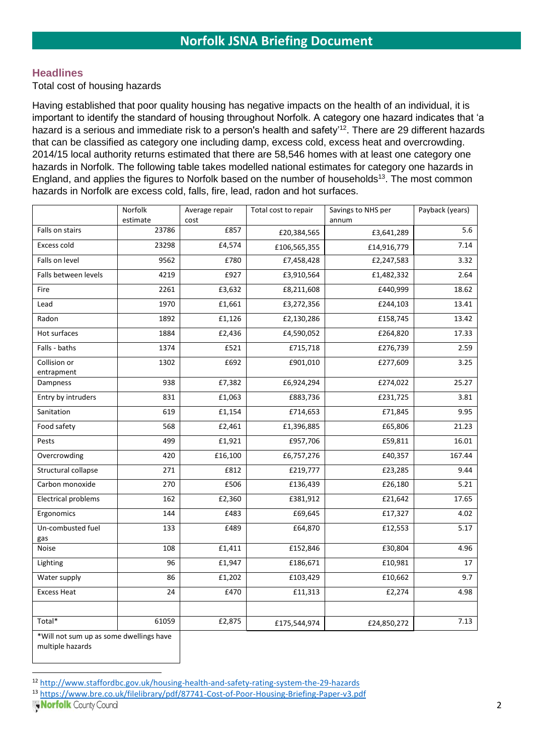## Headlines

Total cost of housing hazards

Having established that poor quality housing has negative impacts on the health of an individual, it is important to identify the standard of housing throughout Norfolk. A category one hazard indicates that 'a hazard is a serious and immediate risk to a person's health and safety'[12]. There are 29 different hazards that can be classified as category one including damp, excess cold, excess heat and overcrowding. 2014/15 local authority returns estimated that there are 58,546 homes with at least one category one hazards in Norfolk. The following table takes modelled national estimates for category one hazards in England, and applies the figures to Norfolk based on the number of households[13]. The most common hazards in Norfolk are excess cold, falls, fire, lead, radon and hot surfaces.

| | Norfolk estimate | Average repair cost | Total cost to repair | Savings to NHS per annum | Payback (years) |
|---|---|---|---|---|---|
| Falls on stairs | 23786 | £857 | £20,384,565 | £3,641,289 | 5.6 |
| Excess cold | 23298 | £4,574 | £106,565,355 | £14,916,779 | 7.14 |
| Falls on level | 9562 | £780 | £7,458,428 | £2,247,583 | 3.32 |
| Falls between levels | 4219 | £927 | £3,910,564 | £1,482,332 | 2.64 |
| Fire | 2261 | £3,632 | £8,211,608 | £440,999 | 18.62 |
| Lead | 1970 | £1,661 | £3,272,356 | £244,103 | 13.41 |
| Radon | 1892 | £1,126 | £2,130,286 | £158,745 | 13.42 |
| Hot surfaces | 1884 | £2,436 | £4,590,052 | £264,820 | 17.33 |
| Falls - baths | 1374 | £521 | £715,718 | £276,739 | 2.59 |
| Collision or entrapment | 1302 | £692 | £901,010 | £277,609 | 3.25 |
| Dampness | 938 | £7,382 | £6,924,294 | £274,022 | 25.27 |
| Entry by intruders | 831 | £1,063 | £883,736 | £231,725 | 3.81 |
| Sanitation | 619 | £1,154 | £714,653 | £71,845 | 9.95 |
| Food safety | 568 | £2,461 | £1,396,885 | £65,806 | 21.23 |
| Pests | 499 | £1,921 | £957,706 | £59,811 | 16.01 |
| Overcrowding | 420 | £16,100 | £6,757,276 | £40,357 | 167.44 |
| Structural collapse | 271 | £812 | £219,777 | £23,285 | 9.44 |
| Carbon monoxide | 270 | £506 | £136,439 | £26,180 | 5.21 |
| Electrical problems | 162 | £2,360 | £381,912 | £21,642 | 17.65 |
| Ergonomics | 144 | £483 | £69,645 | £17,327 | 4.02 |
| Un-combusted fuel gas | 133 | £489 | £64,870 | £12,553 | 5.17 |
| Noise | 108 | £1,411 | £152,846 | £30,804 | 4.96 |
| Lighting | 96 | £1,947 | £186,671 | £10,981 | 17 |
| Water supply | 86 | £1,202 | £103,429 | £10,662 | 9.7 |
| Excess Heat | 24 | £470 | £11,313 | £2,274 | 4.98 |
| | | | | | |
| Total* | 61059 | £2,875 | £175,544,974 | £24,850,272 | 7.13 |

*Will not sum up as some dwellings have multiple hazards

[12] http://www.staffordbc.gov.uk/housing-health-and-safety-rating-system-the-29-hazards

[13] https://www.bre.co.uk/filelibrary/pdf/87741-Cost-of-Poor-Housing-Briefing-Paper-v3.pdf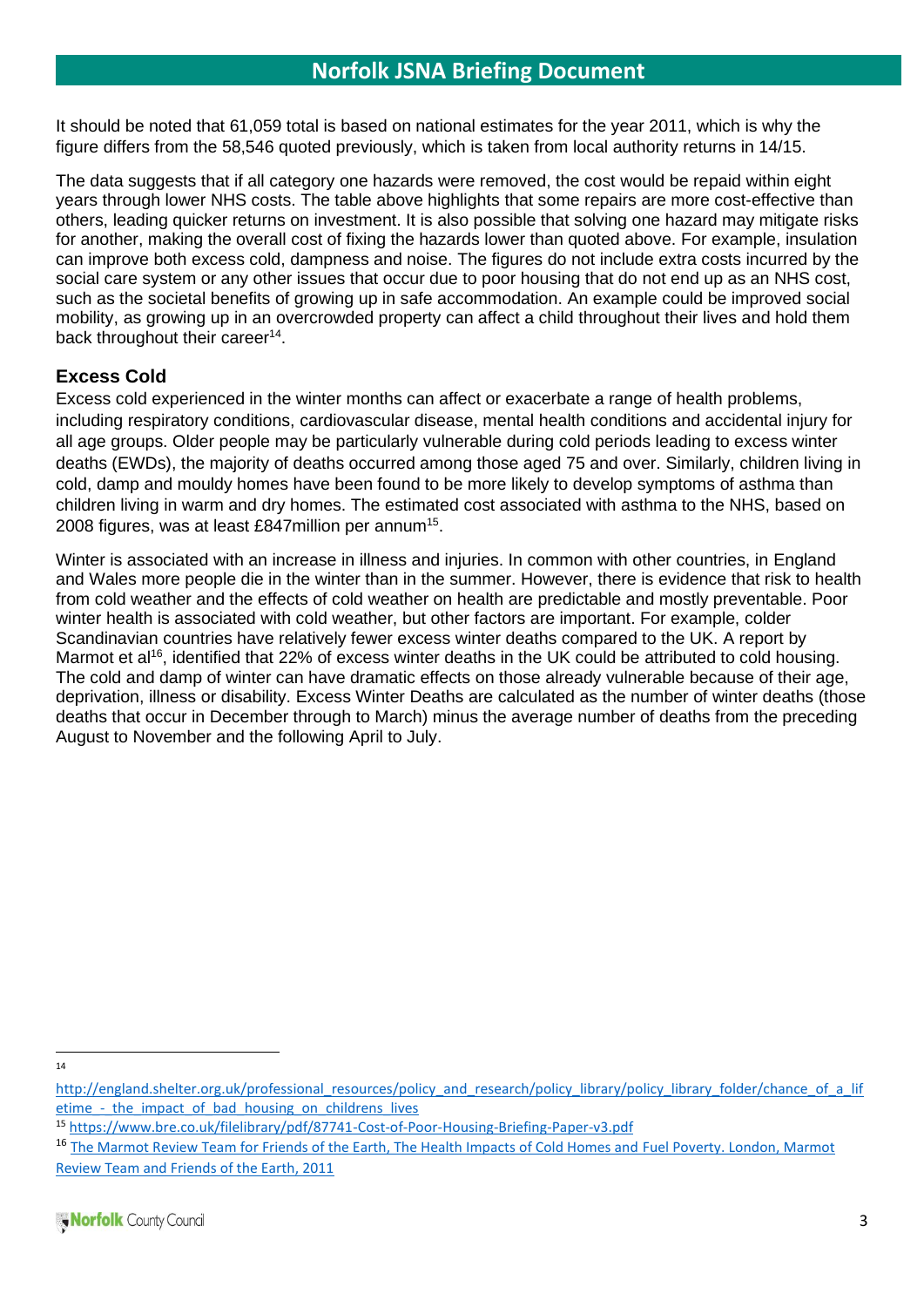It should be noted that 61,059 total is based on national estimates for the year 2011, which is why the figure differs from the 58,546 quoted previously, which is taken from local authority returns in 14/15.

The data suggests that if all category one hazards were removed, the cost would be repaid within eight years through lower NHS costs. The table above highlights that some repairs are more cost-effective than others, leading quicker returns on investment. It is also possible that solving one hazard may mitigate risks for another, making the overall cost of fixing the hazards lower than quoted above. For example, insulation can improve both excess cold, dampness and noise. The figures do not include extra costs incurred by the social care system or any other issues that occur due to poor housing that do not end up as an NHS cost, such as the societal benefits of growing up in safe accommodation. An example could be improved social mobility, as growing up in an overcrowded property can affect a child throughout their lives and hold them back throughout their career[14].

## Excess Cold

Excess cold experienced in the winter months can affect or exacerbate a range of health problems, including respiratory conditions, cardiovascular disease, mental health conditions and accidental injury for all age groups. Older people may be particularly vulnerable during cold periods leading to excess winter deaths (EWDs), the majority of deaths occurred among those aged 75 and over. Similarly, children living in cold, damp and mouldy homes have been found to be more likely to develop symptoms of asthma than children living in warm and dry homes. The estimated cost associated with asthma to the NHS, based on 2008 figures, was at least £847million per annum[15].

Winter is associated with an increase in illness and injuries. In common with other countries, in England and Wales more people die in the winter than in the summer. However, there is evidence that risk to health from cold weather and the effects of cold weather on health are predictable and mostly preventable. Poor winter health is associated with cold weather, but other factors are important. For example, colder Scandinavian countries have relatively fewer excess winter deaths compared to the UK. A report by Marmot et al[16], identified that 22% of excess winter deaths in the UK could be attributed to cold housing. The cold and damp of winter can have dramatic effects on those already vulnerable because of their age, deprivation, illness or disability. Excess Winter Deaths are calculated as the number of winter deaths (those deaths that occur in December through to March) minus the average number of deaths from the preceding August to November and the following April to July.

---

[14] http://england.shelter.org.uk/professional_resources/policy_and_research/policy_library/policy_library_folder/chance_of_a_lifetime_-_the_impact_of_bad_housing_on_childrens_lives

[15] https://www.bre.co.uk/filelibrary/pdf/87741-Cost-of-Poor-Housing-Briefing-Paper-v3.pdf

[16] The Marmot Review Team for Friends of the Earth, The Health Impacts of Cold Homes and Fuel Poverty. London, Marmot Review Team and Friends of the Earth, 2011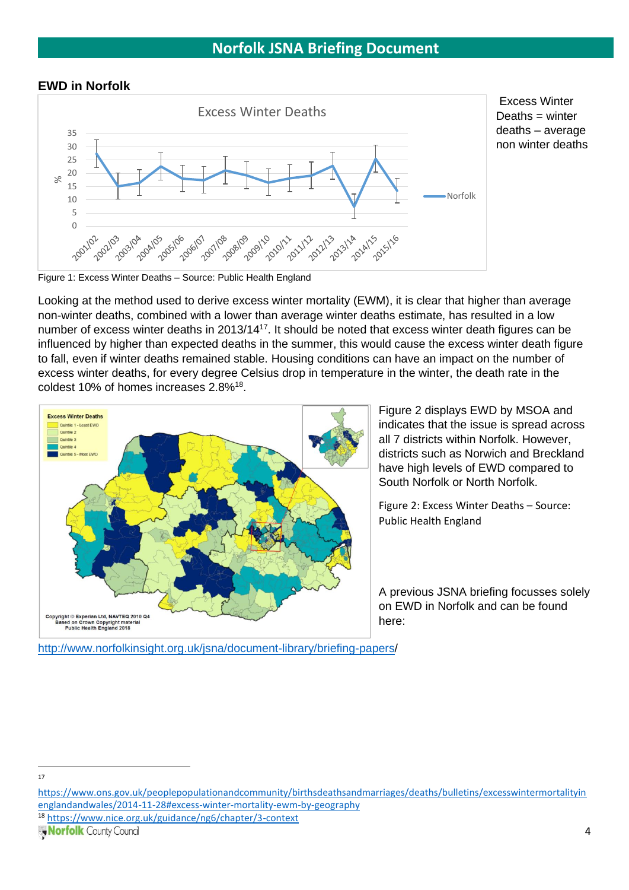## EWD in Norfolk

Excess Winter Deaths = winter deaths – average non winter deaths

Figure 1: Excess Winter Deaths – Source: Public Health England

Looking at the method used to derive excess winter mortality (EWM), it is clear that higher than average non-winter deaths, combined with a lower than average winter deaths estimate, has resulted in a low number of excess winter deaths in 2013/14[17]. It should be noted that excess winter death figures can be influenced by higher than expected deaths in the summer, this would cause the excess winter death figure to fall, even if winter deaths remained stable. Housing conditions can have an impact on the number of excess winter deaths, for every degree Celsius drop in temperature in the winter, the death rate in the coldest 10% of homes increases 2.8%[18].

Figure 2 displays EWD by MSOA and indicates that the issue is spread across all 7 districts within Norfolk. However, districts such as Norwich and Breckland have high levels of EWD compared to South Norfolk or North Norfolk.

Figure 2: Excess Winter Deaths – Source: Public Health England

A previous JSNA briefing focusses solely on EWD in Norfolk and can be found here:

http://www.norfolkinsight.org.uk/jsna/document-library/briefing-papers/

---

[17] https://www.ons.gov.uk/peoplepopulationandcommunity/birthsdeathsandmarriages/deaths/bulletins/excesswintermortalityinenglandandwales/2014-11-28#excess-winter-mortality-ewm-by-geography

[18] https://www.nice.org.uk/guidance/ng6/chapter/3-context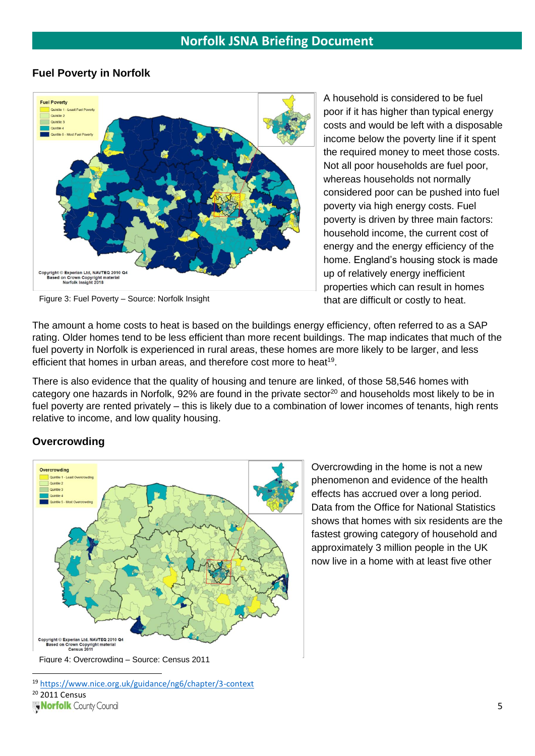## Fuel Poverty in Norfolk

Figure 3: Fuel Poverty – Source: Norfolk Insight

A household is considered to be fuel poor if it has higher than typical energy costs and would be left with a disposable income below the poverty line if it spent the required money to meet those costs. Not all poor households are fuel poor, whereas households not normally considered poor can be pushed into fuel poverty via high energy costs. Fuel poverty is driven by three main factors: household income, the current cost of energy and the energy efficiency of the home. England's housing stock is made up of relatively energy inefficient properties which can result in homes that are difficult or costly to heat.

The amount a home costs to heat is based on the buildings energy efficiency, often referred to as a SAP rating. Older homes tend to be less efficient than more recent buildings. The map indicates that much of the fuel poverty in Norfolk is experienced in rural areas, these homes are more likely to be larger, and less efficient that homes in urban areas, and therefore cost more to heat[19].

There is also evidence that the quality of housing and tenure are linked, of those 58,546 homes with category one hazards in Norfolk, 92% are found in the private sector[20] and households most likely to be in fuel poverty are rented privately – this is likely due to a combination of lower incomes of tenants, high rents relative to income, and low quality housing.

## Overcrowding

Figure 4: Overcrowding – Source: Census 2011

Overcrowding in the home is not a new phenomenon and evidence of the health effects has accrued over a long period. Data from the Office for National Statistics shows that homes with six residents are the fastest growing category of household and approximately 3 million people in the UK now live in a home with at least five other

[19] https://www.nice.org.uk/guidance/ng6/chapter/3-context

[20] 2011 Census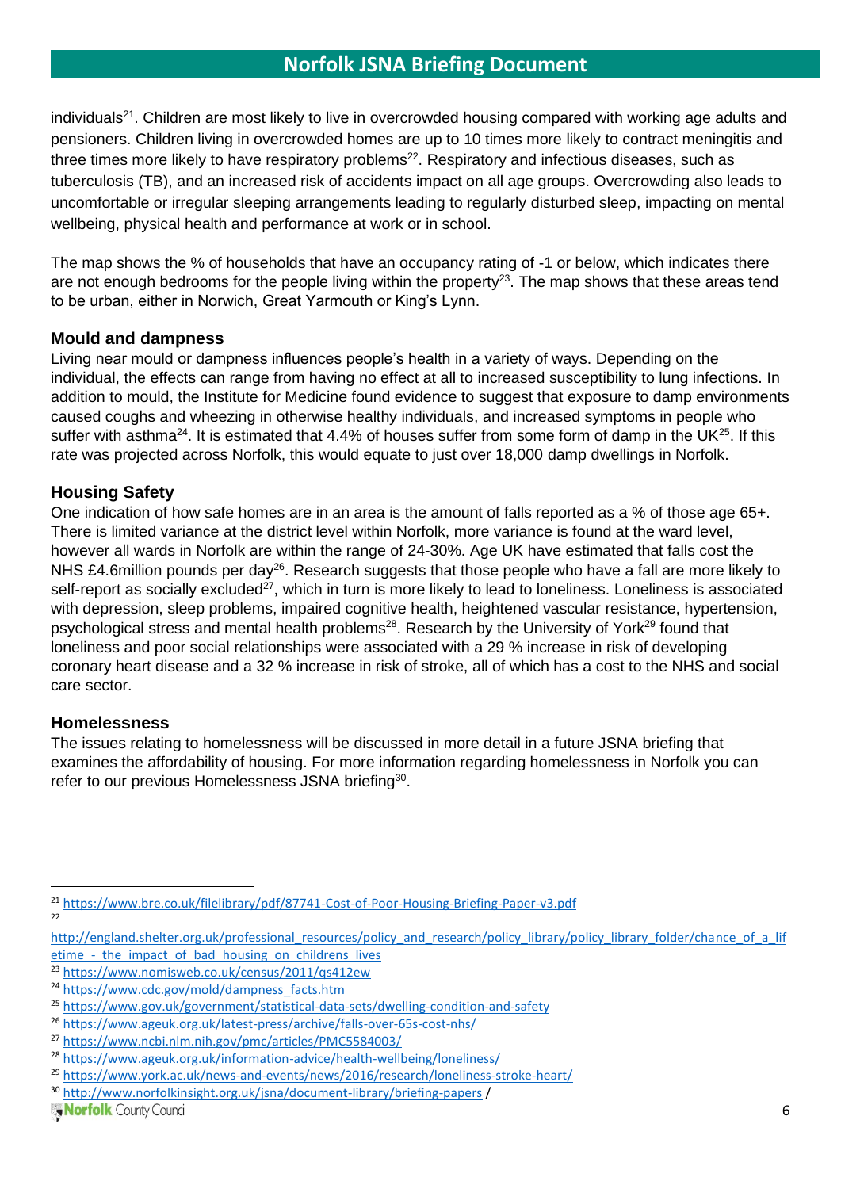individuals[21]. Children are most likely to live in overcrowded housing compared with working age adults and pensioners. Children living in overcrowded homes are up to 10 times more likely to contract meningitis and three times more likely to have respiratory problems[22]. Respiratory and infectious diseases, such as tuberculosis (TB), and an increased risk of accidents impact on all age groups. Overcrowding also leads to uncomfortable or irregular sleeping arrangements leading to regularly disturbed sleep, impacting on mental wellbeing, physical health and performance at work or in school.

The map shows the % of households that have an occupancy rating of -1 or below, which indicates there are not enough bedrooms for the people living within the property[23]. The map shows that these areas tend to be urban, either in Norwich, Great Yarmouth or King's Lynn.

### Mould and dampness

Living near mould or dampness influences people's health in a variety of ways. Depending on the individual, the effects can range from having no effect at all to increased susceptibility to lung infections. In addition to mould, the Institute for Medicine found evidence to suggest that exposure to damp environments caused coughs and wheezing in otherwise healthy individuals, and increased symptoms in people who suffer with asthma[24]. It is estimated that 4.4% of houses suffer from some form of damp in the UK[25]. If this rate was projected across Norfolk, this would equate to just over 18,000 damp dwellings in Norfolk.

### Housing Safety

One indication of how safe homes are in an area is the amount of falls reported as a % of those age 65+. There is limited variance at the district level within Norfolk, more variance is found at the ward level, however all wards in Norfolk are within the range of 24-30%. Age UK have estimated that falls cost the NHS £4.6million pounds per day[26]. Research suggests that those people who have a fall are more likely to self-report as socially excluded[27], which in turn is more likely to lead to loneliness. Loneliness is associated with depression, sleep problems, impaired cognitive health, heightened vascular resistance, hypertension, psychological stress and mental health problems[28]. Research by the University of York[29] found that loneliness and poor social relationships were associated with a 29 % increase in risk of developing coronary heart disease and a 32 % increase in risk of stroke, all of which has a cost to the NHS and social care sector.

### Homelessness

The issues relating to homelessness will be discussed in more detail in a future JSNA briefing that examines the affordability of housing. For more information regarding homelessness in Norfolk you can refer to our previous Homelessness JSNA briefing[30].

---

[21] https://www.bre.co.uk/filelibrary/pdf/87741-Cost-of-Poor-Housing-Briefing-Paper-v3.pdf

[22] http://england.shelter.org.uk/professional_resources/policy_and_research/policy_library/policy_library_folder/chance_of_a_lifetime_-_the_impact_of_bad_housing_on_childrens_lives

[23] https://www.nomisweb.co.uk/census/2011/qs412ew

[24] https://www.cdc.gov/mold/dampness_facts.htm

[25] https://www.gov.uk/government/statistical-data-sets/dwelling-condition-and-safety

[26] https://www.ageuk.org.uk/latest-press/archive/falls-over-65s-cost-nhs/

[27] https://www.ncbi.nlm.nih.gov/pmc/articles/PMC5584003/

[28] https://www.ageuk.org.uk/information-advice/health-wellbeing/loneliness/

[29] https://www.york.ac.uk/news-and-events/news/2016/research/loneliness-stroke-heart/

[30] http://www.norfolkinsight.org.uk/jsna/document-library/briefing-papers /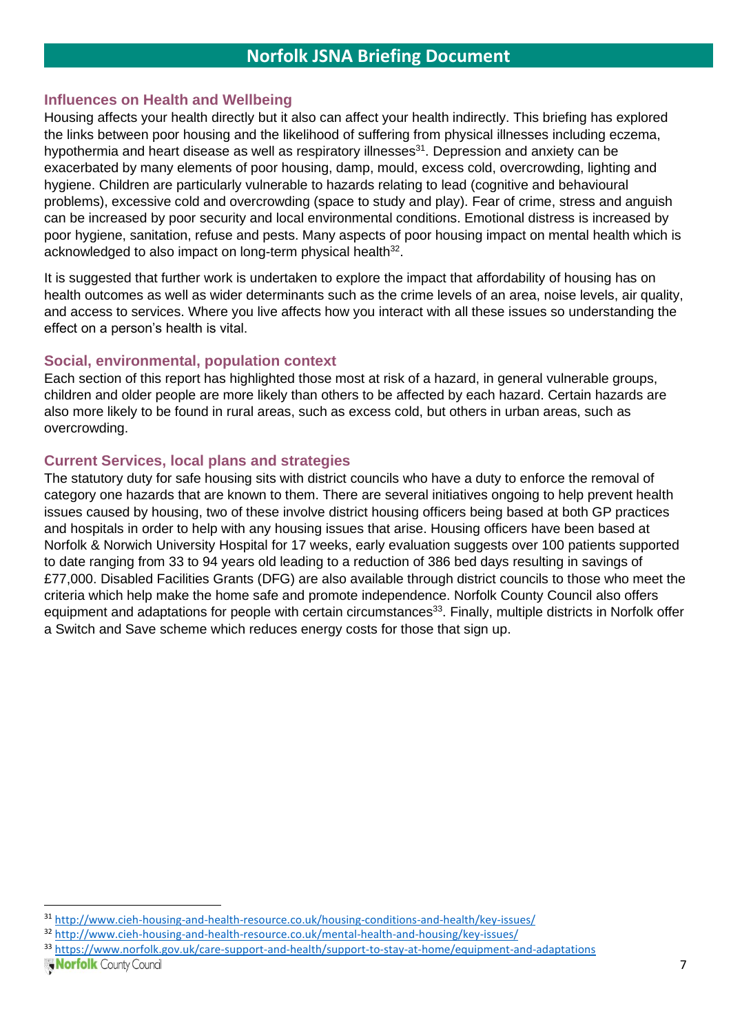## Influences on Health and Wellbeing

Housing affects your health directly but it also can affect your health indirectly. This briefing has explored the links between poor housing and the likelihood of suffering from physical illnesses including eczema, hypothermia and heart disease as well as respiratory illnesses[31]. Depression and anxiety can be exacerbated by many elements of poor housing, damp, mould, excess cold, overcrowding, lighting and hygiene. Children are particularly vulnerable to hazards relating to lead (cognitive and behavioural problems), excessive cold and overcrowding (space to study and play). Fear of crime, stress and anguish can be increased by poor security and local environmental conditions. Emotional distress is increased by poor hygiene, sanitation, refuse and pests. Many aspects of poor housing impact on mental health which is acknowledged to also impact on long-term physical health[32].

It is suggested that further work is undertaken to explore the impact that affordability of housing has on health outcomes as well as wider determinants such as the crime levels of an area, noise levels, air quality, and access to services. Where you live affects how you interact with all these issues so understanding the effect on a person's health is vital.

## Social, environmental, population context

Each section of this report has highlighted those most at risk of a hazard, in general vulnerable groups, children and older people are more likely than others to be affected by each hazard. Certain hazards are also more likely to be found in rural areas, such as excess cold, but others in urban areas, such as overcrowding.

## Current Services, local plans and strategies

The statutory duty for safe housing sits with district councils who have a duty to enforce the removal of category one hazards that are known to them. There are several initiatives ongoing to help prevent health issues caused by housing, two of these involve district housing officers being based at both GP practices and hospitals in order to help with any housing issues that arise. Housing officers have been based at Norfolk & Norwich University Hospital for 17 weeks, early evaluation suggests over 100 patients supported to date ranging from 33 to 94 years old leading to a reduction of 386 bed days resulting in savings of £77,000. Disabled Facilities Grants (DFG) are also available through district councils to those who meet the criteria which help make the home safe and promote independence. Norfolk County Council also offers equipment and adaptations for people with certain circumstances[33]. Finally, multiple districts in Norfolk offer a Switch and Save scheme which reduces energy costs for those that sign up.

---

[31] http://www.cieh-housing-and-health-resource.co.uk/housing-conditions-and-health/key-issues/

[32] http://www.cieh-housing-and-health-resource.co.uk/mental-health-and-housing/key-issues/

[33] https://www.norfolk.gov.uk/care-support-and-health/support-to-stay-at-home/equipment-and-adaptations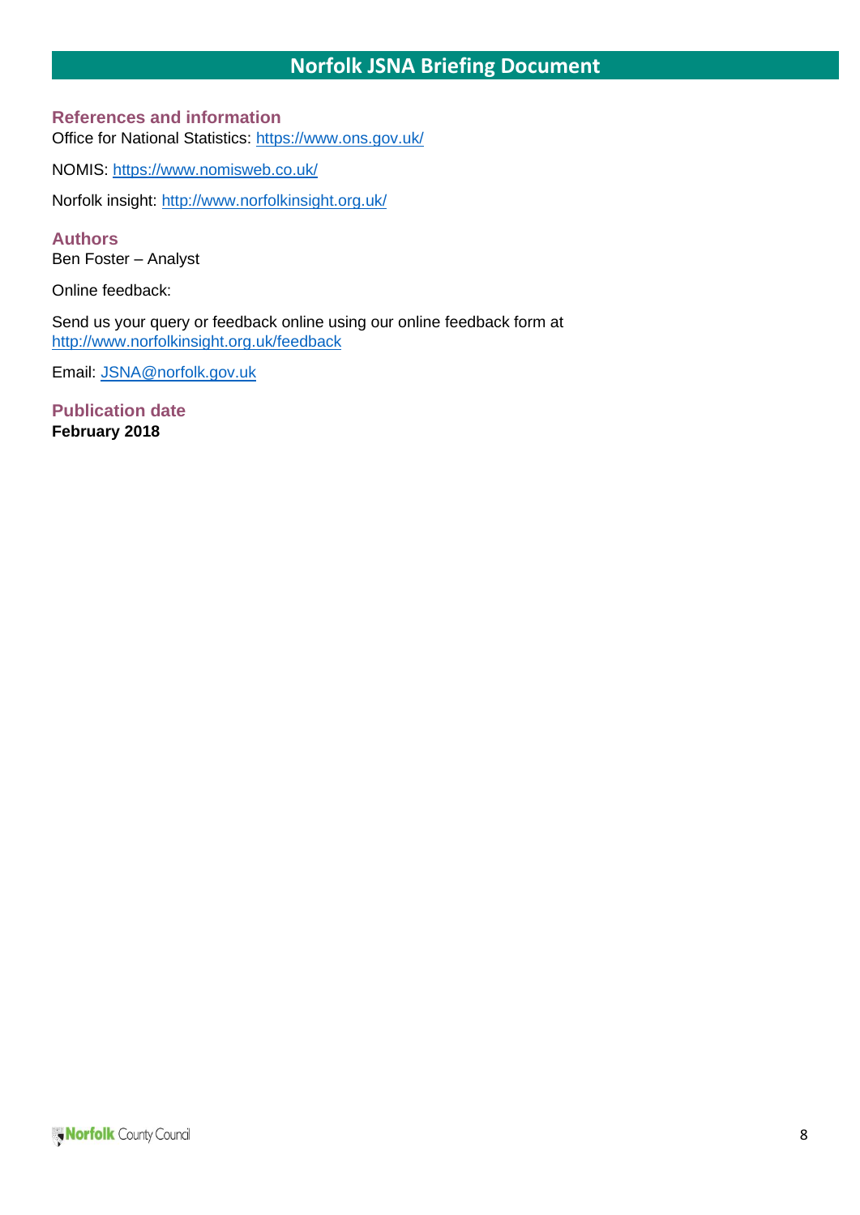## References and information

Office for National Statistics: https://www.ons.gov.uk/

NOMIS: https://www.nomisweb.co.uk/

Norfolk insight: http://www.norfolkinsight.org.uk/

## Authors

Ben Foster – Analyst

Online feedback:

Send us your query or feedback online using our online feedback form at http://www.norfolkinsight.org.uk/feedback

Email: JSNA@norfolk.gov.uk

## Publication date

**February 2018**